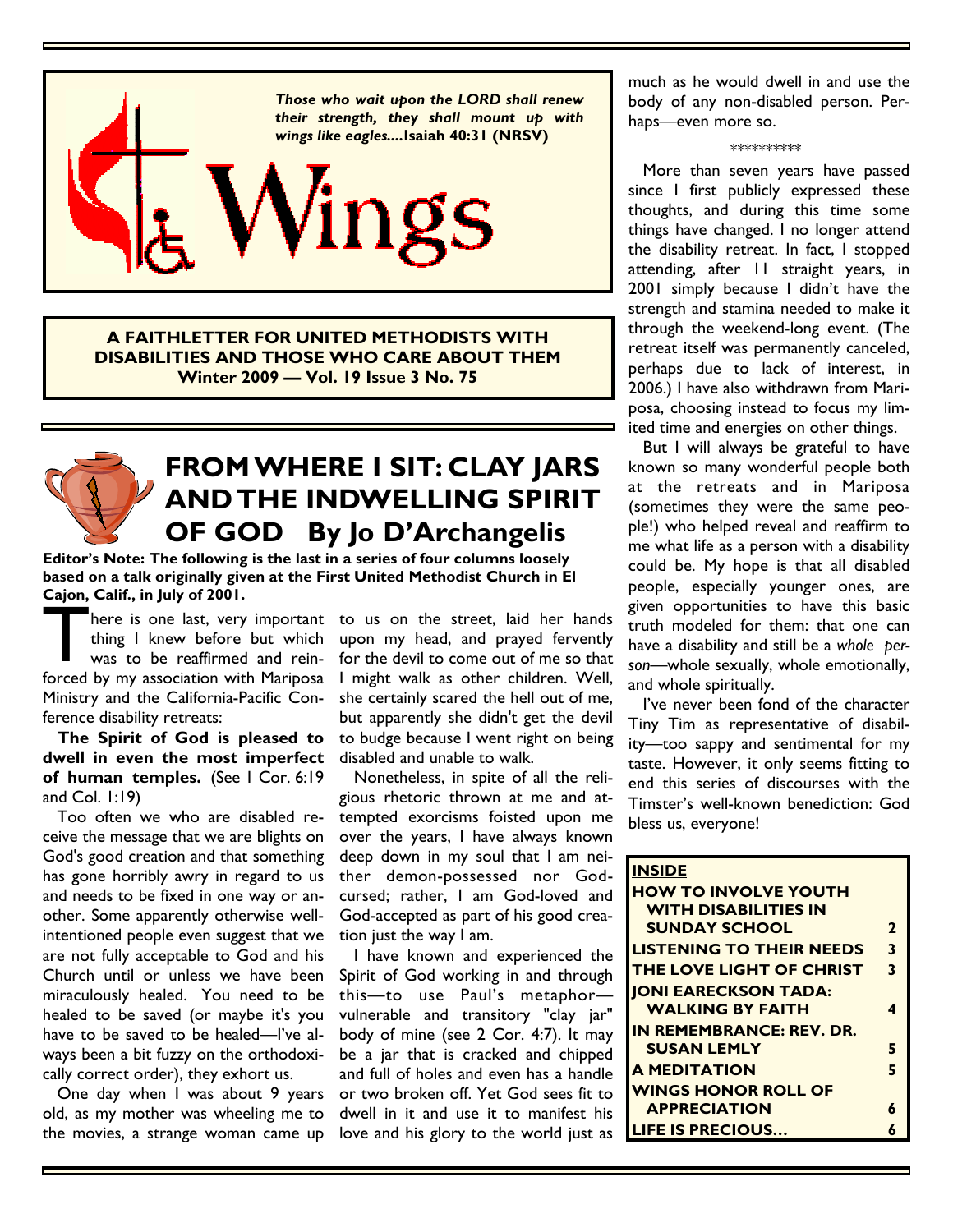*Those who wait upon the LORD shall renew their strength, they shall mount up with wings like eagles....***Isaiah 40:31 (NRSV)**

# Wings

**A FAITHLETTER FOR UNITED METHODISTS WITH DISABILITIES AND THOSE WHO CARE ABOUT THEM**
**Winter 2009 — Vol. 19 Issue 3 No. 75**

## FROM WHERE I SIT: CLAY JARS AND THE INDWELLING SPIRIT OF GOD By Jo D'Archangelis

**Editor's Note: The following is the last in a series of four columns loosely based on a talk originally given at the First United Methodist Church in El Cajon, Calif., in July of 2001.**

There is one last, very important thing I knew before but which was to be reaffirmed and reinforced by my association with Mariposa Ministry and the California-Pacific Conference disability retreats:

**The Spirit of God is pleased to dwell in even the most imperfect of human temples.** (See I Cor. 6:19 and Col. 1:19)

Too often we who are disabled receive the message that we are blights on God's good creation and that something has gone horribly awry in regard to us and needs to be fixed in one way or another. Some apparently otherwise well-intentioned people even suggest that we are not fully acceptable to God and his Church until or unless we have been miraculously healed. You need to be healed to be saved (or maybe it's you have to be saved to be healed—I've always been a bit fuzzy on the orthodoxically correct order), they exhort us.

One day when I was about 9 years old, as my mother was wheeling me to the movies, a strange woman came up to us on the street, laid her hands upon my head, and prayed fervently for the devil to come out of me so that I might walk as other children. Well, she certainly scared the hell out of me, but apparently she didn't get the devil to budge because I went right on being disabled and unable to walk.

Nonetheless, in spite of all the religious rhetoric thrown at me and attempted exorcisms foisted upon me over the years, I have always known deep down in my soul that I am neither demon-possessed nor God-cursed; rather, I am God-loved and God-accepted as part of his good creation just the way I am.

I have known and experienced the Spirit of God working in and through this—to use Paul's metaphor—vulnerable and transitory "clay jar" body of mine (see 2 Cor. 4:7). It may be a jar that is cracked and chipped and full of holes and even has a handle or two broken off. Yet God sees fit to dwell in it and use it to manifest his love and his glory to the world just as much as he would dwell in and use the body of any non-disabled person. Perhaps—even more so.

\*\*\*\*\*\*\*\*\*

More than seven years have passed since I first publicly expressed these thoughts, and during this time some things have changed. I no longer attend the disability retreat. In fact, I stopped attending, after 11 straight years, in 2001 simply because I didn't have the strength and stamina needed to make it through the weekend-long event. (The retreat itself was permanently canceled, perhaps due to lack of interest, in 2006.) I have also withdrawn from Mariposa, choosing instead to focus my limited time and energies on other things.

But I will always be grateful to have known so many wonderful people both at the retreats and in Mariposa (sometimes they were the same people!) who helped reveal and reaffirm to me what life as a person with a disability could be. My hope is that all disabled people, especially younger ones, are given opportunities to have this basic truth modeled for them: that one can have a disability and still be a *whole person*—whole sexually, whole emotionally, and whole spiritually.

I've never been fond of the character Tiny Tim as representative of disability—too sappy and sentimental for my taste. However, it only seems fitting to end this series of discourses with the Timster's well-known benediction: God bless us, everyone!

| **INSIDE** | |
|---|---|
| **HOW TO INVOLVE YOUTH WITH DISABILITIES IN SUNDAY SCHOOL** | **2** |
| **LISTENING TO THEIR NEEDS** | **3** |
| **THE LOVE LIGHT OF CHRIST** | **3** |
| **JONI EARECKSON TADA: WALKING BY FAITH** | **4** |
| **IN REMEMBRANCE: REV. DR. SUSAN LEMLY** | **5** |
| **A MEDITATION** | **5** |
| **WINGS HONOR ROLL OF APPRECIATION** | **6** |
| **LIFE IS PRECIOUS…** | **6** |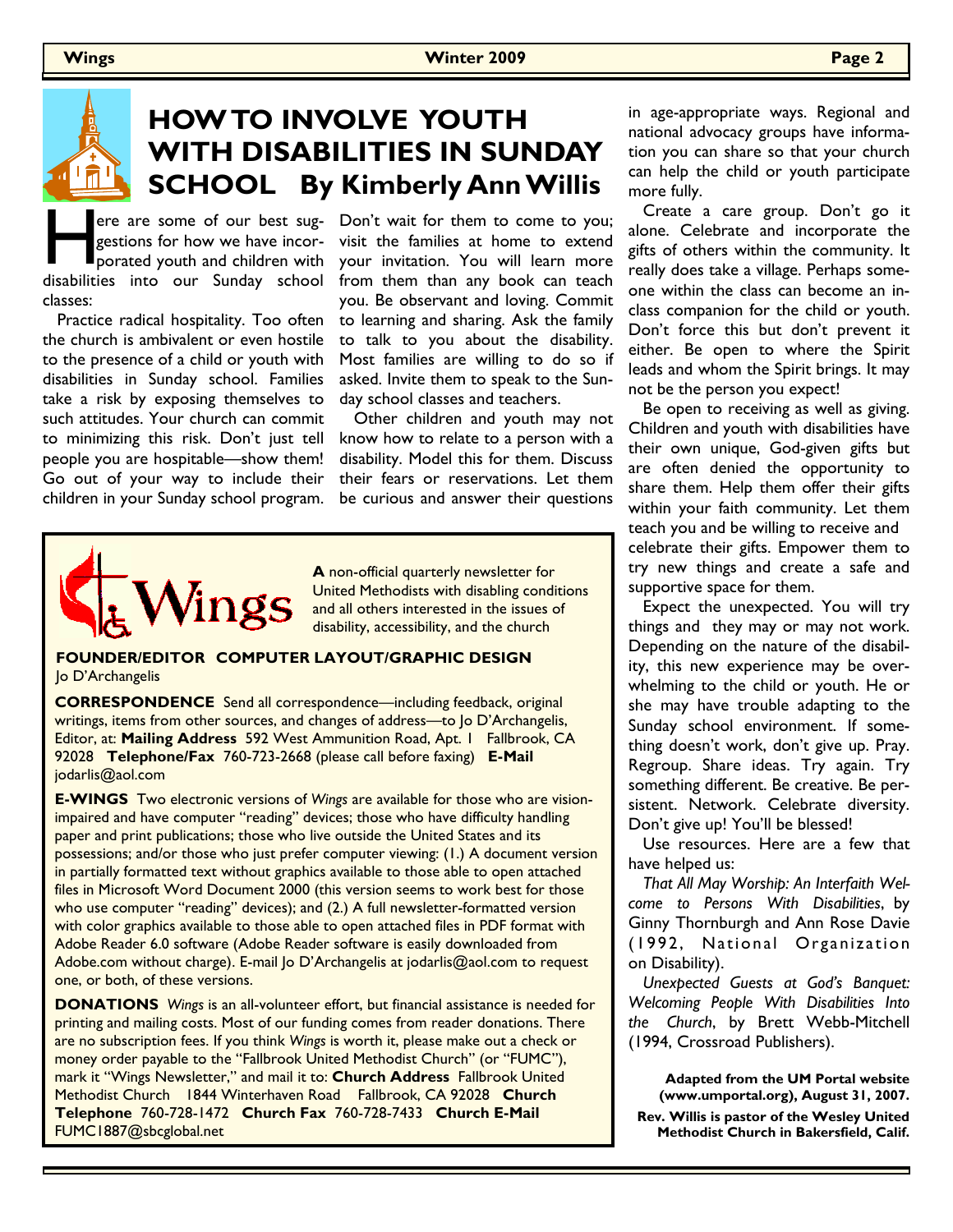# HOW TO INVOLVE YOUTH WITH DISABILITIES IN SUNDAY SCHOOL   By Kimberly Ann Willis

Here are some of our best suggestions for how we have incorporated youth and children with disabilities into our Sunday school classes:

Practice radical hospitality. Too often the church is ambivalent or even hostile to the presence of a child or youth with disabilities in Sunday school. Families take a risk by exposing themselves to such attitudes. Your church can commit to minimizing this risk. Don't just tell people you are hospitable—show them! Go out of your way to include their children in your Sunday school program. Don't wait for them to come to you; visit the families at home to extend your invitation. You will learn more from them than any book can teach you. Be observant and loving. Commit to learning and sharing. Ask the family to talk to you about the disability. Most families are willing to do so if asked. Invite them to speak to the Sunday school classes and teachers.

Other children and youth may not know how to relate to a person with a disability. Model this for them. Discuss their fears or reservations. Let them be curious and answer their questions in age-appropriate ways. Regional and national advocacy groups have information you can share so that your church can help the child or youth participate more fully.

Create a care group. Don't go it alone. Celebrate and incorporate the gifts of others within the community. It really does take a village. Perhaps someone within the class can become an in-class companion for the child or youth. Don't force this but don't prevent it either. Be open to where the Spirit leads and whom the Spirit brings. It may not be the person you expect!

Be open to receiving as well as giving. Children and youth with disabilities have their own unique, God-given gifts but are often denied the opportunity to share them. Help them offer their gifts within your faith community. Let them teach you and be willing to receive and celebrate their gifts. Empower them to try new things and create a safe and supportive space for them.

Expect the unexpected. You will try things and they may or may not work. Depending on the nature of the disability, this new experience may be overwhelming to the child or youth. He or she may have trouble adapting to the Sunday school environment. If something doesn't work, don't give up. Pray. Regroup. Share ideas. Try again. Try something different. Be creative. Be persistent. Network. Celebrate diversity. Don't give up! You'll be blessed!

Use resources. Here are a few that have helped us:

*That All May Worship: An Interfaith Welcome to Persons With Disabilities*, by Ginny Thornburgh and Ann Rose Davie (1992, National Organization on Disability).

*Unexpected Guests at God's Banquet: Welcoming People With Disabilities Into the Church*, by Brett Webb-Mitchell (1994, Crossroad Publishers).

**Adapted from the UM Portal website (www.umportal.org), August 31, 2007.**

**Rev. Willis is pastor of the Wesley United Methodist Church in Bakersfield, Calif.**

---

**Wings**

**A** non-official quarterly newsletter for United Methodists with disabling conditions and all others interested in the issues of disability, accessibility, and the church

**FOUNDER/EDITOR COMPUTER LAYOUT/GRAPHIC DESIGN**
Jo D'Archangelis

**CORRESPONDENCE** Send all correspondence—including feedback, original writings, items from other sources, and changes of address—to Jo D'Archangelis, Editor, at: **Mailing Address** 592 West Ammunition Road, Apt. 1 Fallbrook, CA 92028 **Telephone/Fax** 760-723-2668 (please call before faxing) **E-Mail** jodarlis@aol.com

**E-WINGS** Two electronic versions of *Wings* are available for those who are vision-impaired and have computer "reading" devices; those who have difficulty handling paper and print publications; those who live outside the United States and its possessions; and/or those who just prefer computer viewing: (1.) A document version in partially formatted text without graphics available to those able to open attached files in Microsoft Word Document 2000 (this version seems to work best for those who use computer "reading" devices); and (2.) A full newsletter-formatted version with color graphics available to those able to open attached files in PDF format with Adobe Reader 6.0 software (Adobe Reader software is easily downloaded from Adobe.com without charge). E-mail Jo D'Archangelis at jodarlis@aol.com to request one, or both, of these versions.

**DONATIONS** *Wings* is an all-volunteer effort, but financial assistance is needed for printing and mailing costs. Most of our funding comes from reader donations. There are no subscription fees. If you think *Wings* is worth it, please make out a check or money order payable to the "Fallbrook United Methodist Church" (or "FUMC"), mark it "Wings Newsletter," and mail it to: **Church Address** Fallbrook United Methodist Church 1844 Winterhaven Road Fallbrook, CA 92028 **Church Telephone** 760-728-1472 **Church Fax** 760-728-7433 **Church E-Mail** FUMC1887@sbcglobal.net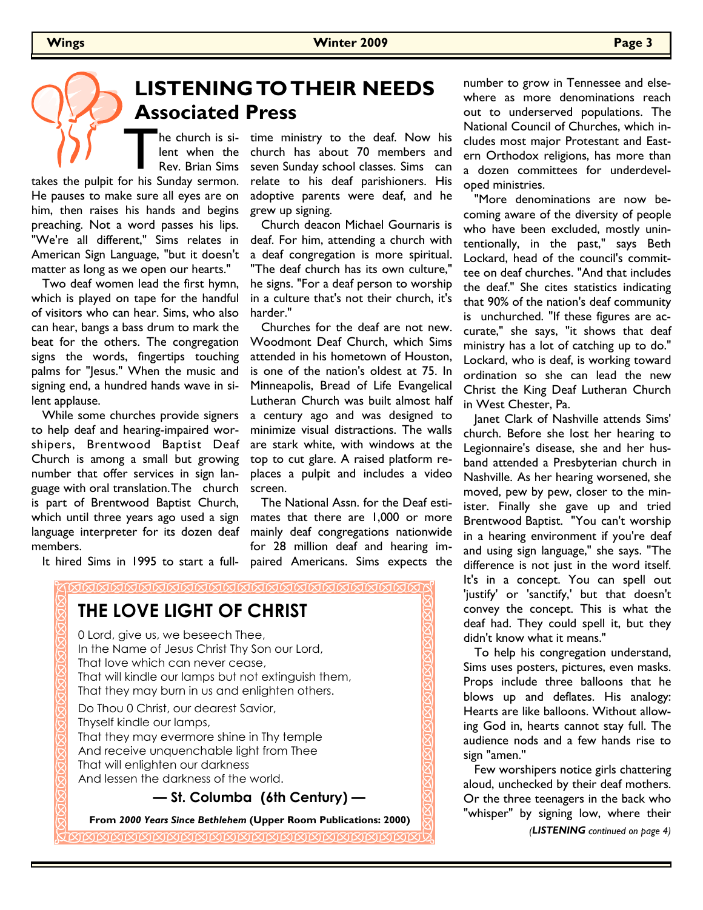# LISTENING TO THEIR NEEDS

## Associated Press

The church is silent when the Rev. Brian Sims takes the pulpit for his Sunday sermon. He pauses to make sure all eyes are on him, then raises his hands and begins preaching. Not a word passes his lips. "We're all different," Sims relates in American Sign Language, "but it doesn't matter as long as we open our hearts."

Two deaf women lead the first hymn, which is played on tape for the handful of visitors who can hear. Sims, who also can hear, bangs a bass drum to mark the beat for the others. The congregation signs the words, fingertips touching palms for "Jesus." When the music and signing end, a hundred hands wave in silent applause.

While some churches provide signers to help deaf and hearing-impaired worshipers, Brentwood Baptist Deaf Church is among a small but growing number that offer services in sign language with oral translation. The church is part of Brentwood Baptist Church, which until three years ago used a sign language interpreter for its dozen deaf members.

It hired Sims in 1995 to start a full-time ministry to the deaf. Now his church has about 70 members and seven Sunday school classes. Sims can relate to his deaf parishioners. His adoptive parents were deaf, and he grew up signing.

Church deacon Michael Gournaris is deaf. For him, attending a church with a deaf congregation is more spiritual. "The deaf church has its own culture," he signs. "For a deaf person to worship in a culture that's not their church, it's harder."

Churches for the deaf are not new. Woodmont Deaf Church, which Sims attended in his hometown of Houston, is one of the nation's oldest at 75. In Minneapolis, Bread of Life Evangelical Lutheran Church was built almost half a century ago and was designed to minimize visual distractions. The walls are stark white, with windows at the top to cut glare. A raised platform replaces a pulpit and includes a video screen.

The National Assn. for the Deaf estimates that there are 1,000 or more mainly deaf congregations nationwide for 28 million deaf and hearing impaired Americans. Sims expects the number to grow in Tennessee and elsewhere as more denominations reach out to underserved populations. The National Council of Churches, which includes most major Protestant and Eastern Orthodox religions, has more than a dozen committees for underdeveloped ministries.

"More denominations are now becoming aware of the diversity of people who have been excluded, mostly unintentionally, in the past," says Beth Lockard, head of the council's committee on deaf churches. "And that includes the deaf." She cites statistics indicating that 90% of the nation's deaf community is unchurched. "If these figures are accurate," she says, "it shows that deaf ministry has a lot of catching up to do." Lockard, who is deaf, is working toward ordination so she can lead the new Christ the King Deaf Lutheran Church in West Chester, Pa.

Janet Clark of Nashville attends Sims' church. Before she lost her hearing to Legionnaire's disease, she and her husband attended a Presbyterian church in Nashville. As her hearing worsened, she moved, pew by pew, closer to the minister. Finally she gave up and tried Brentwood Baptist. "You can't worship in a hearing environment if you're deaf and using sign language," she says. "The difference is not just in the word itself. It's in a concept. You can spell out 'justify' or 'sanctify,' but that doesn't convey the concept. This is what the deaf had. They could spell it, but they didn't know what it means."

To help his congregation understand, Sims uses posters, pictures, even masks. Props include three balloons that he blows up and deflates. His analogy: Hearts are like balloons. Without allowing God in, hearts cannot stay full. The audience nods and a few hands rise to sign "amen."

Few worshipers notice girls chattering aloud, unchecked by their deaf mothers. Or the three teenagers in the back who "whisper" by signing low, where their

*(**LISTENING** continued on page 4)*

---

## THE LOVE LIGHT OF CHRIST

0 Lord, give us, we beseech Thee,
In the Name of Jesus Christ Thy Son our Lord,
That love which can never cease,
That will kindle our lamps but not extinguish them,
That they may burn in us and enlighten others.

Do Thou 0 Christ, our dearest Savior,
Thyself kindle our lamps,
That they may evermore shine in Thy temple
And receive unquenchable light from Thee
That will enlighten our darkness
And lessen the darkness of the world.

**— St. Columba (6th Century) —**

**From *2000 Years Since Bethlehem* (Upper Room Publications: 2000)**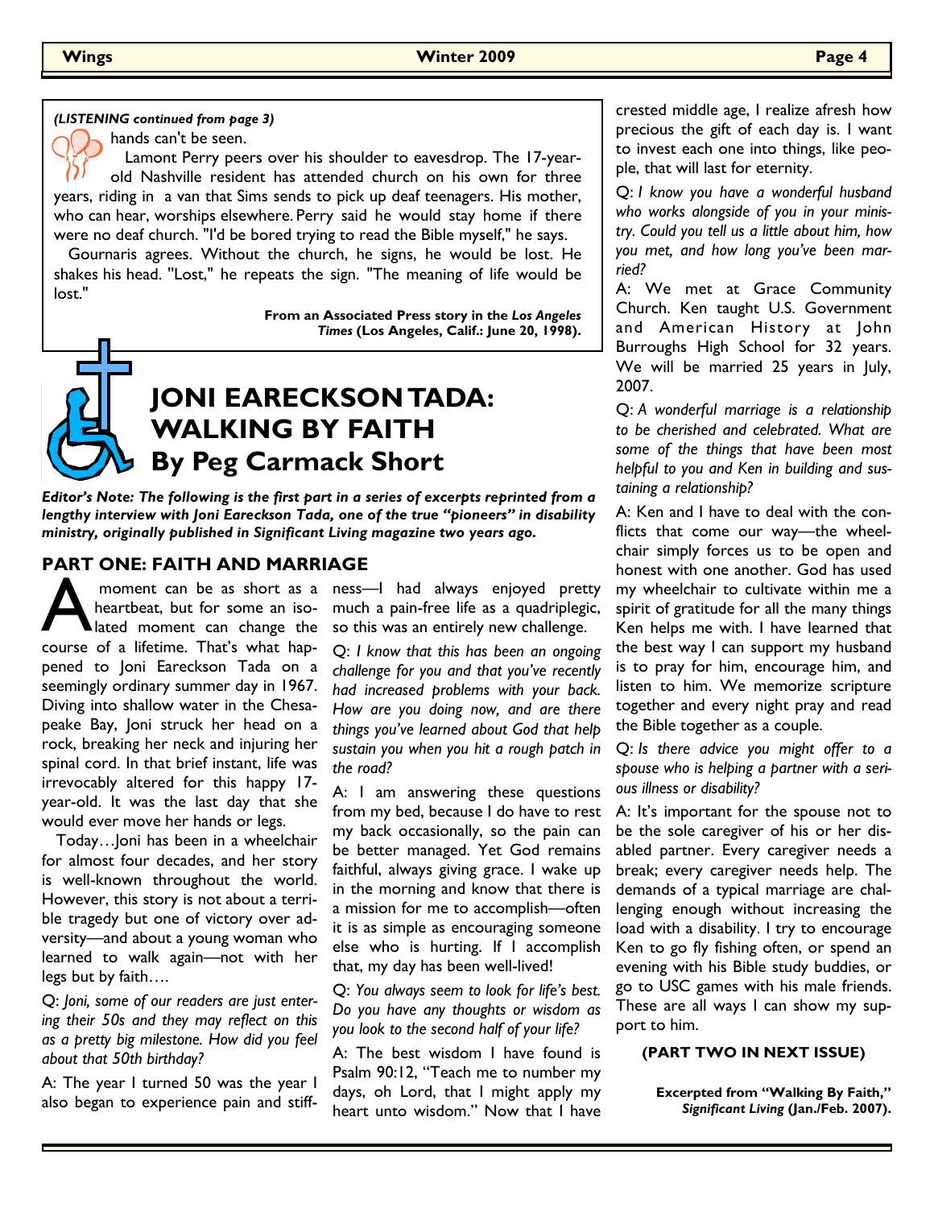*(LISTENING continued from page 3)*

hands can't be seen.

Lamont Perry peers over his shoulder to eavesdrop. The 17-year-old Nashville resident has attended church on his own for three years, riding in a van that Sims sends to pick up deaf teenagers. His mother, who can hear, worships elsewhere. Perry said he would stay home if there were no deaf church. "I'd be bored trying to read the Bible myself," he says.

Gournaris agrees. Without the church, he signs, he would be lost. He shakes his head. "Lost," he repeats the sign. "The meaning of life would be lost."

**From an Associated Press story in the *Los Angeles Times* (Los Angeles, Calif.: June 20, 1998).**

# JONI EARECKSON TADA: WALKING BY FAITH
# By Peg Carmack Short

***Editor's Note: The following is the first part in a series of excerpts reprinted from a lengthy interview with Joni Eareckson Tada, one of the true "pioneers" in disability ministry, originally published in Significant Living magazine two years ago.***

## PART ONE: FAITH AND MARRIAGE

A moment can be as short as a heartbeat, but for some an isolated moment can change the course of a lifetime. That's what happened to Joni Eareckson Tada on a seemingly ordinary summer day in 1967. Diving into shallow water in the Chesapeake Bay, Joni struck her head on a rock, breaking her neck and injuring her spinal cord. In that brief instant, life was irrevocably altered for this happy 17-year-old. It was the last day that she would ever move her hands or legs.

Today…Joni has been in a wheelchair for almost four decades, and her story is well-known throughout the world. However, this story is not about a terrible tragedy but one of victory over adversity—and about a young woman who learned to walk again—not with her legs but by faith….

Q: *Joni, some of our readers are just entering their 50s and they may reflect on this as a pretty big milestone. How did you feel about that 50th birthday?*

A: The year I turned 50 was the year I also began to experience pain and stiffness—I had always enjoyed pretty much a pain-free life as a quadriplegic, so this was an entirely new challenge.

Q: *I know that this has been an ongoing challenge for you and that you've recently had increased problems with your back. How are you doing now, and are there things you've learned about God that help sustain you when you hit a rough patch in the road?*

A: I am answering these questions from my bed, because I do have to rest my back occasionally, so the pain can be better managed. Yet God remains faithful, always giving grace. I wake up in the morning and know that there is a mission for me to accomplish—often it is as simple as encouraging someone else who is hurting. If I accomplish that, my day has been well-lived!

Q: *You always seem to look for life's best. Do you have any thoughts or wisdom as you look to the second half of your life?*

A: The best wisdom I have found is Psalm 90:12, "Teach me to number my days, oh Lord, that I might apply my heart unto wisdom." Now that I have crested middle age, I realize afresh how precious the gift of each day is. I want to invest each one into things, like people, that will last for eternity.

Q: *I know you have a wonderful husband who works alongside of you in your ministry. Could you tell us a little about him, how you met, and how long you've been married?*

A: We met at Grace Community Church. Ken taught U.S. Government and American History at John Burroughs High School for 32 years. We will be married 25 years in July, 2007.

Q: *A wonderful marriage is a relationship to be cherished and celebrated. What are some of the things that have been most helpful to you and Ken in building and sustaining a relationship?*

A: Ken and I have to deal with the conflicts that come our way—the wheelchair simply forces us to be open and honest with one another. God has used my wheelchair to cultivate within me a spirit of gratitude for all the many things Ken helps me with. I have learned that the best way I can support my husband is to pray for him, encourage him, and listen to him. We memorize scripture together and every night pray and read the Bible together as a couple.

Q: *Is there advice you might offer to a spouse who is helping a partner with a serious illness or disability?*

A: It's important for the spouse not to be the sole caregiver of his or her disabled partner. Every caregiver needs a break; every caregiver needs help. The demands of a typical marriage are challenging enough without increasing the load with a disability. I try to encourage Ken to go fly fishing often, or spend an evening with his Bible study buddies, or go to USC games with his male friends. These are all ways I can show my support to him.

**(PART TWO IN NEXT ISSUE)**

**Excerpted from "Walking By Faith," *Significant Living* (Jan./Feb. 2007).**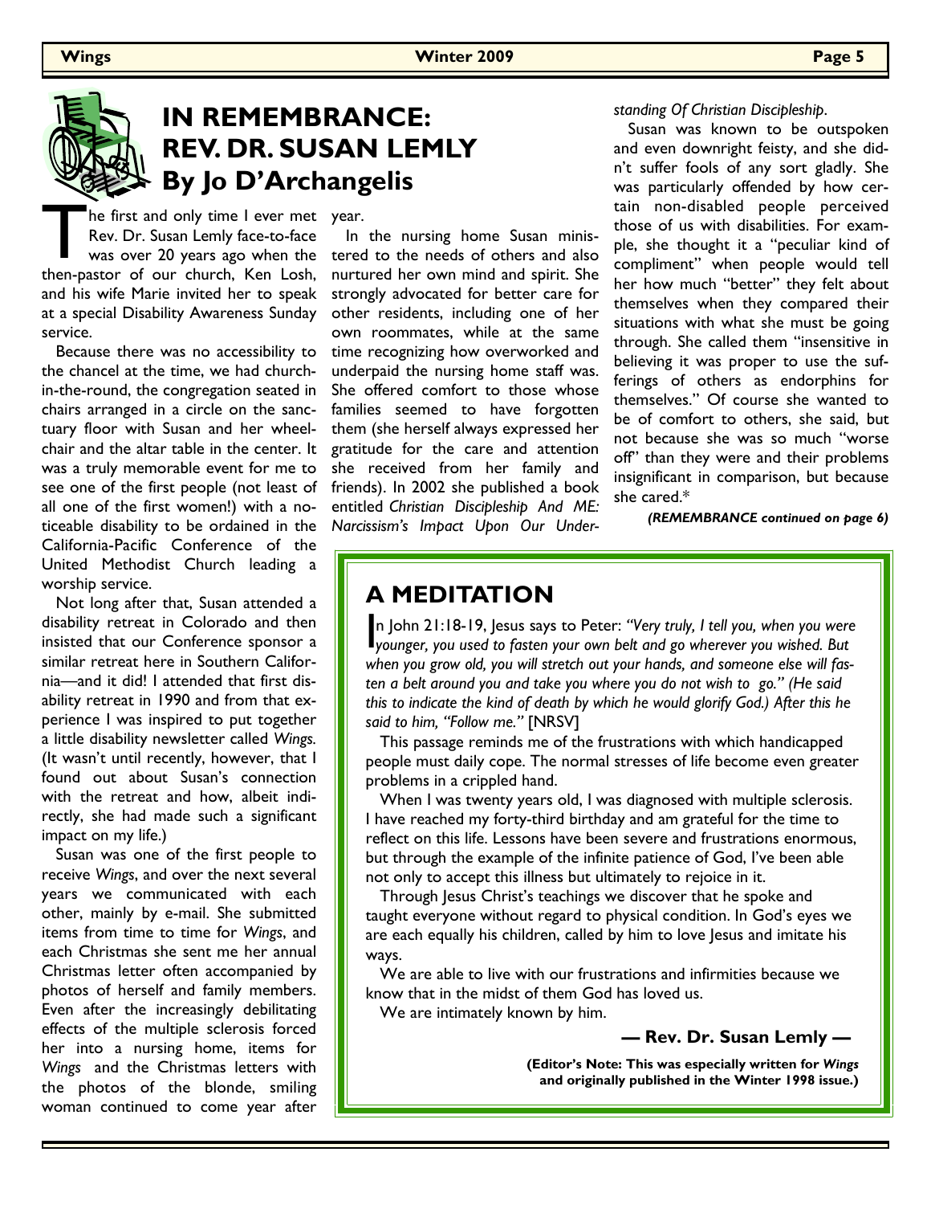# IN REMEMBRANCE: REV. DR. SUSAN LEMLY

## By Jo D'Archangelis

The first and only time I ever met Rev. Dr. Susan Lemly face-to-face was over 20 years ago when the then-pastor of our church, Ken Losh, and his wife Marie invited her to speak at a special Disability Awareness Sunday service.

Because there was no accessibility to the chancel at the time, we had church-in-the-round, the congregation seated in chairs arranged in a circle on the sanctuary floor with Susan and her wheelchair and the altar table in the center. It was a truly memorable event for me to see one of the first people (not least of all one of the first women!) with a noticeable disability to be ordained in the California-Pacific Conference of the United Methodist Church leading a worship service.

Not long after that, Susan attended a disability retreat in Colorado and then insisted that our Conference sponsor a similar retreat here in Southern California—and it did! I attended that first disability retreat in 1990 and from that experience I was inspired to put together a little disability newsletter called *Wings.* (It wasn't until recently, however, that I found out about Susan's connection with the retreat and how, albeit indirectly, she had made such a significant impact on my life.)

Susan was one of the first people to receive *Wings*, and over the next several years we communicated with each other, mainly by e-mail. She submitted items from time to time for *Wings*, and each Christmas she sent me her annual Christmas letter often accompanied by photos of herself and family members. Even after the increasingly debilitating effects of the multiple sclerosis forced her into a nursing home, items for *Wings* and the Christmas letters with the photos of the blonde, smiling woman continued to come year after year.

In the nursing home Susan ministered to the needs of others and also nurtured her own mind and spirit. She strongly advocated for better care for other residents, including one of her own roommates, while at the same time recognizing how overworked and underpaid the nursing home staff was. She offered comfort to those whose families seemed to have forgotten them (she herself always expressed her gratitude for the care and attention she received from her family and friends). In 2002 she published a book entitled *Christian Discipleship And ME: Narcissism's Impact Upon Our Understanding Of Christian Discipleship*.

Susan was known to be outspoken and even downright feisty, and she didn't suffer fools of any sort gladly. She was particularly offended by how certain non-disabled people perceived those of us with disabilities. For example, she thought it a "peculiar kind of compliment" when people would tell her how much "better" they felt about themselves when they compared their situations with what she must be going through. She called them "insensitive in believing it was proper to use the sufferings of others as endorphins for themselves." Of course she wanted to be of comfort to others, she said, but not because she was so much "worse off" than they were and their problems insignificant in comparison, but because she cared.*

***(REMEMBRANCE continued on page 6)***

## A MEDITATION

In John 21:18-19, Jesus says to Peter: *"Very truly, I tell you, when you were younger, you used to fasten your own belt and go wherever you wished. But when you grow old, you will stretch out your hands, and someone else will fasten a belt around you and take you where you do not wish to go." (He said this to indicate the kind of death by which he would glorify God.) After this he said to him, "Follow me."* [NRSV]

This passage reminds me of the frustrations with which handicapped people must daily cope. The normal stresses of life become even greater problems in a crippled hand.

When I was twenty years old, I was diagnosed with multiple sclerosis. I have reached my forty-third birthday and am grateful for the time to reflect on this life. Lessons have been severe and frustrations enormous, but through the example of the infinite patience of God, I've been able not only to accept this illness but ultimately to rejoice in it.

Through Jesus Christ's teachings we discover that he spoke and taught everyone without regard to physical condition. In God's eyes we are each equally his children, called by him to love Jesus and imitate his ways.

We are able to live with our frustrations and infirmities because we know that in the midst of them God has loved us.

We are intimately known by him.

**— Rev. Dr. Susan Lemly —**

**(Editor's Note: This was especially written for *Wings* and originally published in the Winter 1998 issue.)**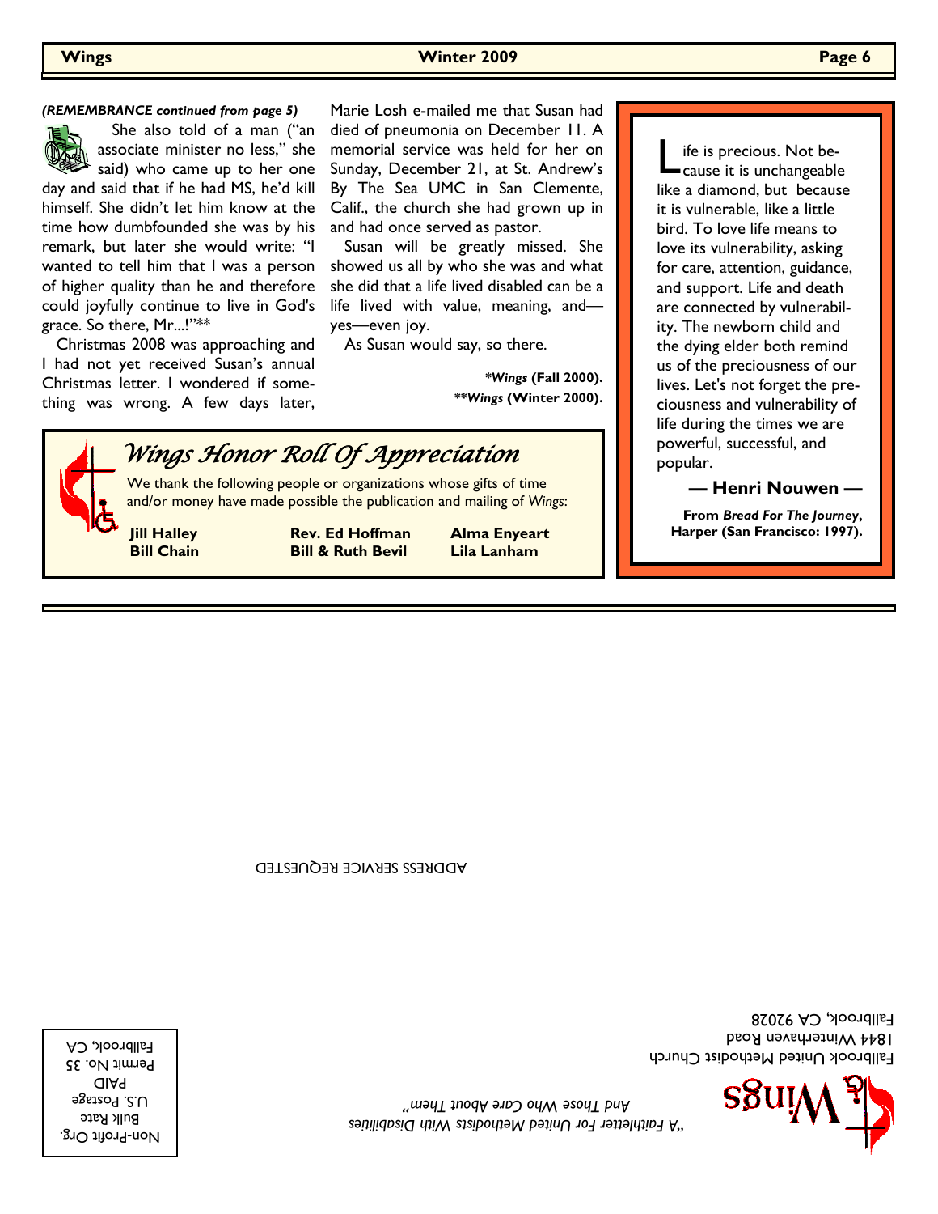*(REMEMBRANCE continued from page 5)*

She also told of a man ("an associate minister no less," she said) who came up to her one day and said that if he had MS, he'd kill himself. She didn't let him know at the time how dumbfounded she was by his remark, but later she would write: "I wanted to tell him that I was a person of higher quality than he and therefore could joyfully continue to live in God's grace. So there, Mr...!"**

Christmas 2008 was approaching and I had not yet received Susan's annual Christmas letter. I wondered if something was wrong. A few days later, Marie Losh e-mailed me that Susan had died of pneumonia on December 11. A memorial service was held for her on Sunday, December 21, at St. Andrew's By The Sea UMC in San Clemente, Calif., the church she had grown up in and had once served as pastor.

Susan will be greatly missed. She showed us all by who she was and what she did that a life lived disabled can be a life lived with value, meaning, and—yes—even joy.

As Susan would say, so there.

*\*Wings* **(Fall 2000).**
*\*\*Wings* **(Winter 2000).**

## *Wings Honor Roll Of Appreciation*

We thank the following people or organizations whose gifts of time and/or money have made possible the publication and mailing of *Wings*:

| | | |
|---|---|---|
| **Jill Halley** | **Rev. Ed Hoffman** | **Alma Enyeart** |
| **Bill Chain** | **Bill & Ruth Bevil** | **Lila Lanham** |

Life is precious. Not because it is unchangeable like a diamond, but because it is vulnerable, like a little bird. To love life means to love its vulnerability, asking for care, attention, guidance, and support. Life and death are connected by vulnerability. The newborn child and the dying elder both remind us of the preciousness of our lives. Let's not forget the preciousness and vulnerability of life during the times we are powerful, successful, and popular.

**— Henri Nouwen —**

**From *Bread For The Journey*, Harper (San Francisco: 1997).**

ADDRESS SERVICE REQUESTED

Wings

*"A Faithletter For United Methodists With Disabilities And Those Who Care About Them"*

Fallbrook United Methodist Church
1844 Winterhaven Road
Fallbrook, CA 92028

Non-Profit Org.
Bulk Rate
U.S. Postage
PAID
Permit No. 35
Fallbrook, CA